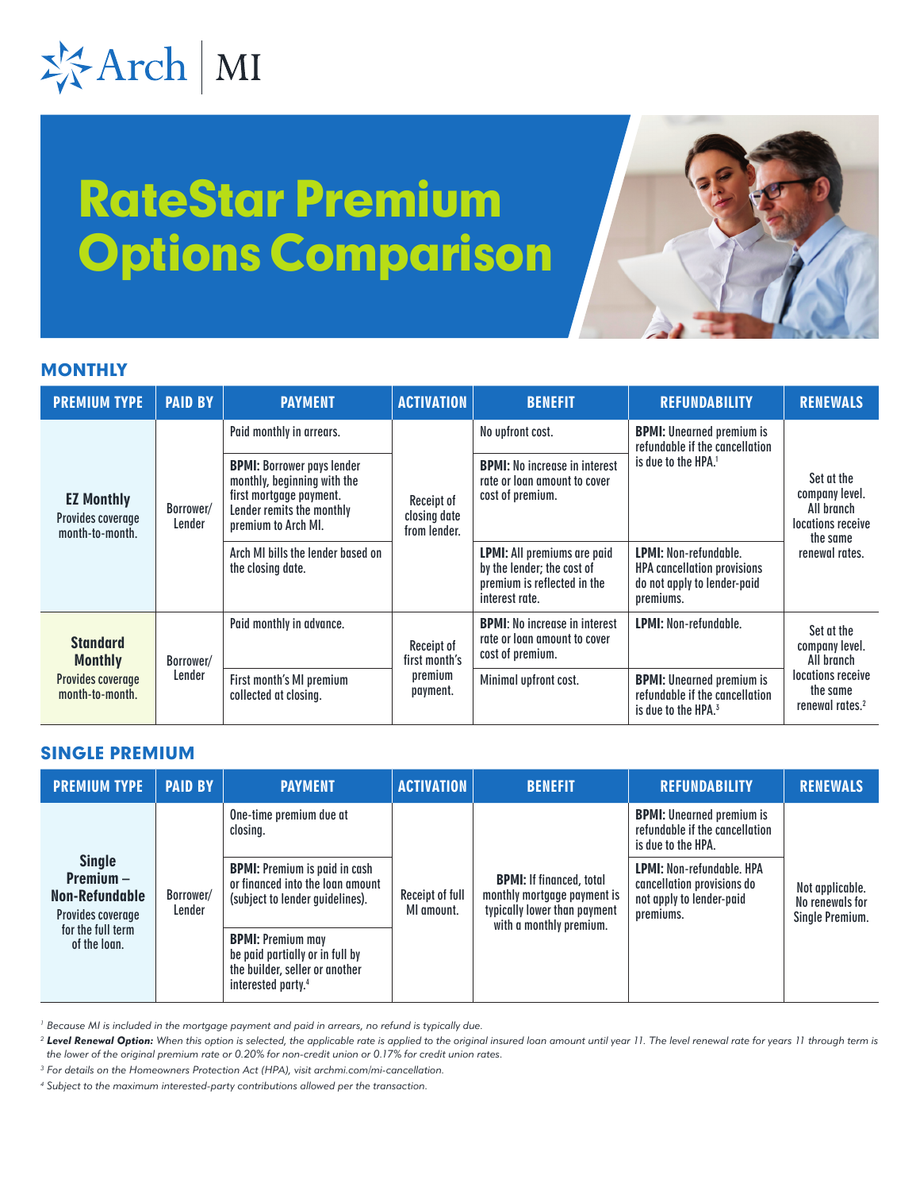Arch | MI

# RateStar Premium Options Comparison

## MONTHLY

| PREMIUM TYPE | PAID BY | PAYMENT | ACTIVATION | BENEFIT | REFUNDABILITY | RENEWALS |
|---|---|---|---|---|---|---|
| **EZ Monthly** Provides coverage month-to-month. | Borrower/ Lender | Paid monthly in arrears. | Receipt of closing date from lender. | No upfront cost. | **BPMI:** Unearned premium is refundable if the cancellation is due to the HPA.[1] | Set at the company level. All branch locations receive the same renewal rates. |
| | | **BPMI:** Borrower pays lender monthly, beginning with the first mortgage payment. Lender remits the monthly premium to Arch MI. | | **BPMI:** No increase in interest rate or loan amount to cover cost of premium. | | |
| | | Arch MI bills the lender based on the closing date. | | **LPMI:** All premiums are paid by the lender; the cost of premium is reflected in the interest rate. | **LPMI:** Non-refundable. HPA cancellation provisions do not apply to lender-paid premiums. | |
| **Standard Monthly** Provides coverage month-to-month. | Borrower/ Lender | Paid monthly in advance. | Receipt of first month's premium payment. | **BPMI:** No increase in interest rate or loan amount to cover cost of premium. | **LPMI:** Non-refundable. | Set at the company level. All branch locations receive the same renewal rates.[2] |
| | | First month's MI premium collected at closing. | | Minimal upfront cost. | **BPMI:** Unearned premium is refundable if the cancellation is due to the HPA.[3] | |

## SINGLE PREMIUM

| PREMIUM TYPE | PAID BY | PAYMENT | ACTIVATION | BENEFIT | REFUNDABILITY | RENEWALS |
|---|---|---|---|---|---|---|
| **Single Premium – Non-Refundable** Provides coverage for the full term of the loan. | Borrower/ Lender | One-time premium due at closing. | Receipt of full MI amount. | **BPMI:** If financed, total monthly mortgage payment is typically lower than payment with a monthly premium. | **BPMI:** Unearned premium is refundable if the cancellation is due to the HPA. | Not applicable. No renewals for Single Premium. |
| | | **BPMI:** Premium is paid in cash or financed into the loan amount (subject to lender guidelines). | | | **LPMI:** Non-refundable. HPA cancellation provisions do not apply to lender-paid premiums. | |
| | | **BPMI:** Premium may be paid partially or in full by the builder, seller or another interested party.[4] | | | | |

*[1] Because MI is included in the mortgage payment and paid in arrears, no refund is typically due.*

*[2] **Level Renewal Option:** When this option is selected, the applicable rate is applied to the original insured loan amount until year 11. The level renewal rate for years 11 through term is the lower of the original premium rate or 0.20% for non-credit union or 0.17% for credit union rates.*

*[3] For details on the Homeowners Protection Act (HPA), visit archmi.com/mi-cancellation.*

*[4] Subject to the maximum interested-party contributions allowed per the transaction.*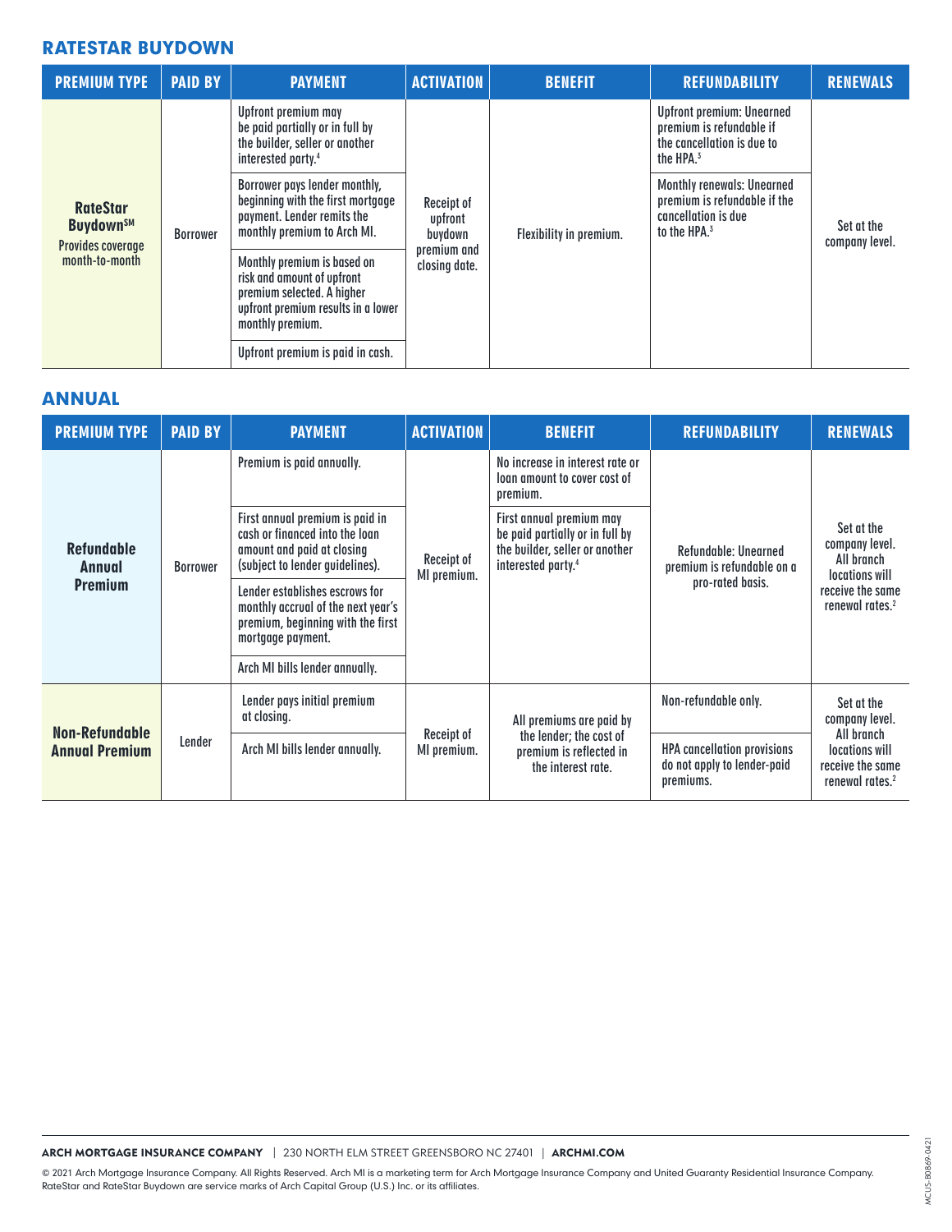## RATESTAR BUYDOWN

| PREMIUM TYPE | PAID BY | PAYMENT | ACTIVATION | BENEFIT | REFUNDABILITY | RENEWALS |
|---|---|---|---|---|---|---|
| **RateStar Buydown**SM Provides coverage month-to-month | Borrower | Upfront premium may be paid partially or in full by the builder, seller or another interested party.[4] | Receipt of upfront buydown premium and closing date. | Flexibility in premium. | Upfront premium: Unearned premium is refundable if the cancellation is due to the HPA.[3] | Set at the company level. |
| | | Borrower pays lender monthly, beginning with the first mortgage payment. Lender remits the monthly premium to Arch MI. | | | Monthly renewals: Unearned premium is refundable if the cancellation is due to the HPA.[3] | |
| | | Monthly premium is based on risk and amount of upfront premium selected. A higher upfront premium results in a lower monthly premium. | | | | |
| | | Upfront premium is paid in cash. | | | | |

## ANNUAL

| PREMIUM TYPE | PAID BY | PAYMENT | ACTIVATION | BENEFIT | REFUNDABILITY | RENEWALS |
|---|---|---|---|---|---|---|
| **Refundable Annual Premium** | Borrower | Premium is paid annually. | Receipt of MI premium. | No increase in interest rate or loan amount to cover cost of premium. | Refundable: Unearned premium is refundable on a pro-rated basis. | Set at the company level. All branch locations will receive the same renewal rates.[2] |
| | | First annual premium is paid in cash or financed into the loan amount and paid at closing (subject to lender guidelines). | | First annual premium may be paid partially or in full by the builder, seller or another interested party.[4] | | |
| | | Lender establishes escrows for monthly accrual of the next year's premium, beginning with the first mortgage payment. | | | | |
| | | Arch MI bills lender annually. | | | | |
| **Non-Refundable Annual Premium** | Lender | Lender pays initial premium at closing. | Receipt of MI premium. | All premiums are paid by the lender; the cost of premium is reflected in the interest rate. | Non-refundable only. | Set at the company level. All branch locations will receive the same renewal rates.[2] |
| | | Arch MI bills lender annually. | | | HPA cancellation provisions do not apply to lender-paid premiums. | |

**ARCH MORTGAGE INSURANCE COMPANY** | 230 NORTH ELM STREET GREENSBORO NC 27401 | **ARCHMI.COM**

© 2021 Arch Mortgage Insurance Company. All Rights Reserved. Arch MI is a marketing term for Arch Mortgage Insurance Company and United Guaranty Residential Insurance Company. RateStar and RateStar Buydown are service marks of Arch Capital Group (U.S.) Inc. or its affiliates.

MCUS-B0869-0421